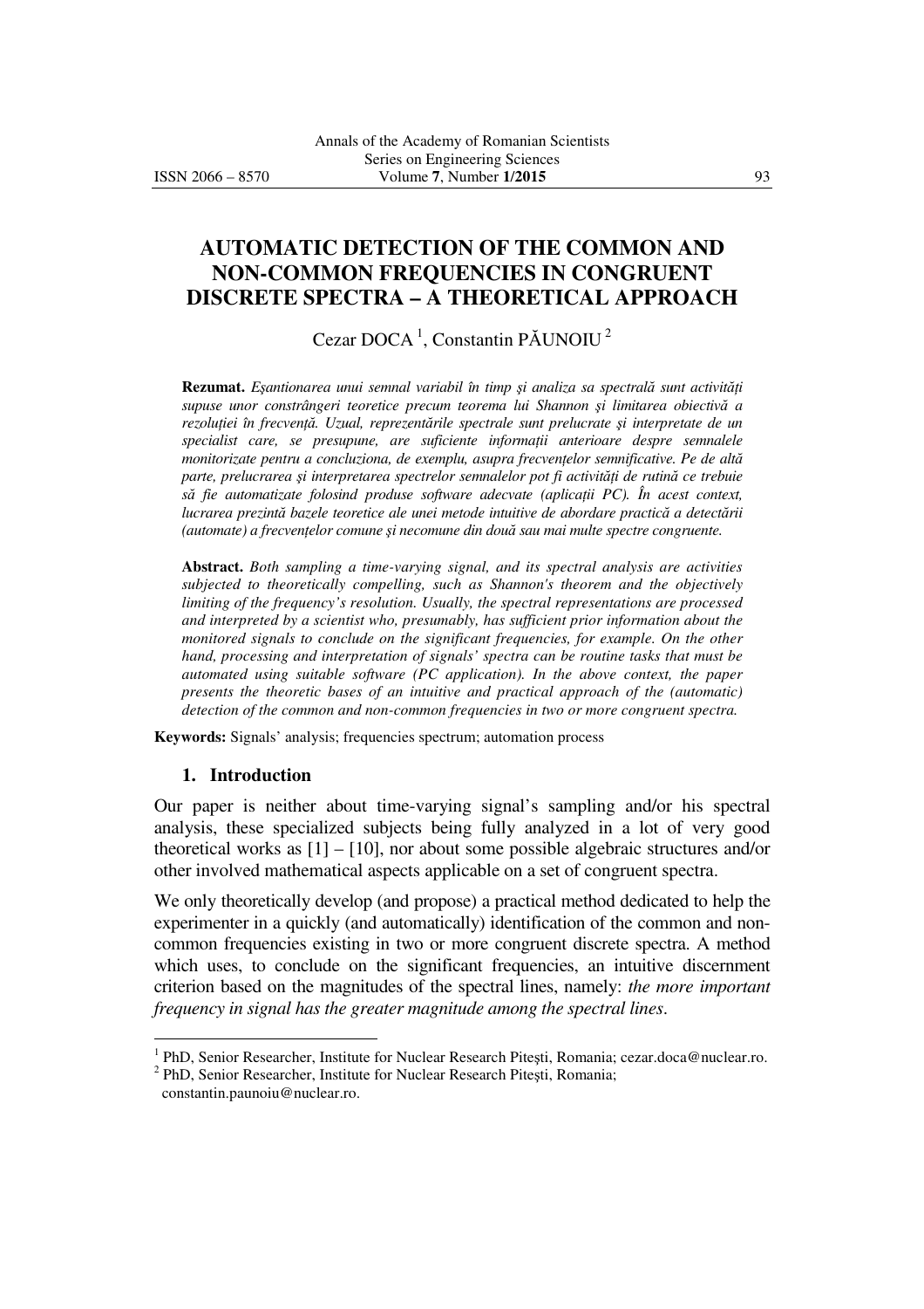# AUTOMATIC DETECTION OF THE COMMON AND NON-COMMON FREQUENCIES IN CONGRUENT DISCRETE SPECTRA – A THEORETICAL APPROACH

Cezar DOCA [1], Constantin PĂUNOIU [2]

**Rezumat.** *Eşantionarea unui semnal variabil în timp şi analiza sa spectrală sunt activităţi supuse unor constrângeri teoretice precum teorema lui Shannon şi limitarea obiectivă a rezoluţiei în frecvenţă. Uzual, reprezentările spectrale sunt prelucrate şi interpretate de un specialist care, se presupune, are suficiente informaţii anterioare despre semnalele monitorizate pentru a concluziona, de exemplu, asupra frecvenţelor semnificative. Pe de altă parte, prelucrarea şi interpretarea spectrelor semnalelor pot fi activităţi de rutină ce trebuie să fie automatizate folosind produse software adecvate (aplicaţii PC). În acest context, lucrarea prezintă bazele teoretice ale unei metode intuitive de abordare practică a detectării (automate) a frecvenţelor comune şi necomune din două sau mai multe spectre congruente.*

**Abstract.** *Both sampling a time-varying signal, and its spectral analysis are activities subjected to theoretically compelling, such as Shannon's theorem and the objectively limiting of the frequency's resolution. Usually, the spectral representations are processed and interpreted by a scientist who, presumably, has sufficient prior information about the monitored signals to conclude on the significant frequencies, for example. On the other hand, processing and interpretation of signals' spectra can be routine tasks that must be automated using suitable software (PC application). In the above context, the paper presents the theoretic bases of an intuitive and practical approach of the (automatic) detection of the common and non-common frequencies in two or more congruent spectra.*

**Keywords:** Signals' analysis; frequencies spectrum; automation process

## 1. Introduction

Our paper is neither about time-varying signal's sampling and/or his spectral analysis, these specialized subjects being fully analyzed in a lot of very good theoretical works as [1] – [10], nor about some possible algebraic structures and/or other involved mathematical aspects applicable on a set of congruent spectra.

We only theoretically develop (and propose) a practical method dedicated to help the experimenter in a quickly (and automatically) identification of the common and non-common frequencies existing in two or more congruent discrete spectra. A method which uses, to conclude on the significant frequencies, an intuitive discernment criterion based on the magnitudes of the spectral lines, namely: *the more important frequency in signal has the greater magnitude among the spectral lines*.

---

[1] PhD, Senior Researcher, Institute for Nuclear Research Piteşti, Romania; cezar.doca@nuclear.ro.

[2] PhD, Senior Researcher, Institute for Nuclear Research Piteşti, Romania; constantin.paunoiu@nuclear.ro.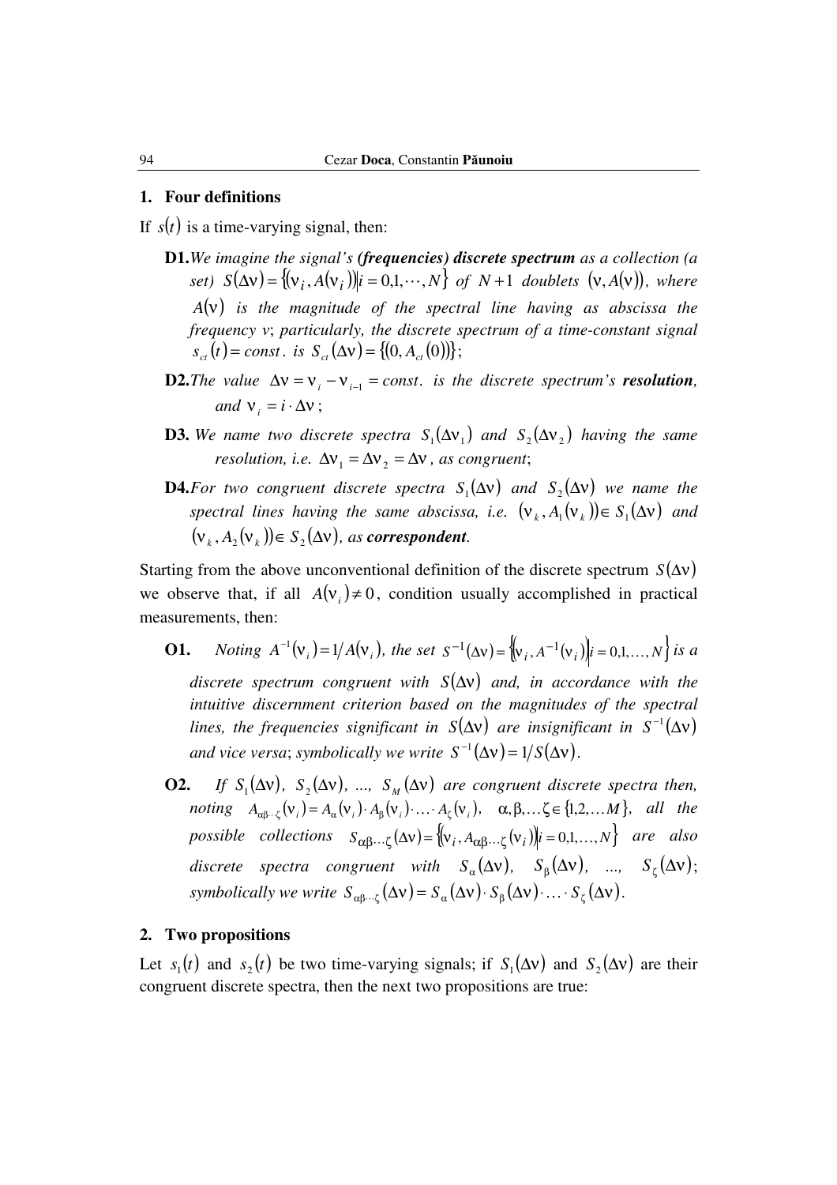## 1. Four definitions

If $s(t)$ is a time-varying signal, then:

**D1.** *We imagine the signal's* ***(frequencies) discrete spectrum*** *as a collection (a set)* $S(\Delta\nu) = \{(\nu_i, A(\nu_i)) | i = 0,1,\cdots,N\}$ *of* $N+1$ *doublets* $(\nu, A(\nu))$*, where* $A(\nu)$ *is the magnitude of the spectral line having as abscissa the frequency* $\nu$; *particularly, the discrete spectrum of a time-constant signal* $s_{ct}(t) = const.$ *is* $S_{ct}(\Delta\nu) = \{(0, A_{ct}(0))\}$;

**D2.** *The value* $\Delta\nu = \nu_i - \nu_{i-1} = const.$ *is the discrete spectrum's* ***resolution****, and* $\nu_i = i \cdot \Delta\nu$;

**D3.** *We name two discrete spectra* $S_1(\Delta\nu_1)$ *and* $S_2(\Delta\nu_2)$ *having the same resolution, i.e.* $\Delta\nu_1 = \Delta\nu_2 = \Delta\nu$*, as congruent*;

**D4.** *For two congruent discrete spectra* $S_1(\Delta\nu)$ *and* $S_2(\Delta\nu)$ *we name the spectral lines having the same abscissa, i.e.* $(\nu_k, A_1(\nu_k)) \in S_1(\Delta\nu)$ *and* $(\nu_k, A_2(\nu_k)) \in S_2(\Delta\nu)$*, as* ***correspondent***.

Starting from the above unconventional definition of the discrete spectrum $S(\Delta\nu)$ we observe that, if all $A(\nu_i) \neq 0$, condition usually accomplished in practical measurements, then:

**O1.** *Noting* $A^{-1}(\nu_i) = 1/A(\nu_i)$*, the set* $S^{-1}(\Delta\nu) = \{(\nu_i, A^{-1}(\nu_i)) | i = 0,1,\ldots,N\}$ *is a discrete spectrum congruent with* $S(\Delta\nu)$ *and, in accordance with the intuitive discernment criterion based on the magnitudes of the spectral lines, the frequencies significant in* $S(\Delta\nu)$ *are insignificant in* $S^{-1}(\Delta\nu)$ *and vice versa*; *symbolically we write* $S^{-1}(\Delta\nu) = 1/S(\Delta\nu)$.

**O2.** *If* $S_1(\Delta\nu)$*,* $S_2(\Delta\nu)$*, ...,* $S_M(\Delta\nu)$ *are congruent discrete spectra then, noting* $A_{\alpha\beta\cdots\zeta}(\nu_i) = A_\alpha(\nu_i) \cdot A_\beta(\nu_i) \cdot \ldots \cdot A_\zeta(\nu_i)$*,* $\alpha, \beta, \ldots \zeta \in \{1, 2, \ldots M\}$*, all the possible collections* $S_{\alpha\beta\cdots\zeta}(\Delta\nu) = \{(\nu_i, A_{\alpha\beta\cdots\zeta}(\nu_i)) | i = 0,1,\ldots,N\}$ *are also discrete spectra congruent with* $S_\alpha(\Delta\nu)$*,* $S_\beta(\Delta\nu)$*, ...,* $S_\zeta(\Delta\nu)$; *symbolically we write* $S_{\alpha\beta\cdots\zeta}(\Delta\nu) = S_\alpha(\Delta\nu) \cdot S_\beta(\Delta\nu) \cdot \ldots \cdot S_\zeta(\Delta\nu)$.

## 2. Two propositions

Let $s_1(t)$ and $s_2(t)$ be two time-varying signals; if $S_1(\Delta\nu)$ and $S_2(\Delta\nu)$ are their congruent discrete spectra, then the next two propositions are true: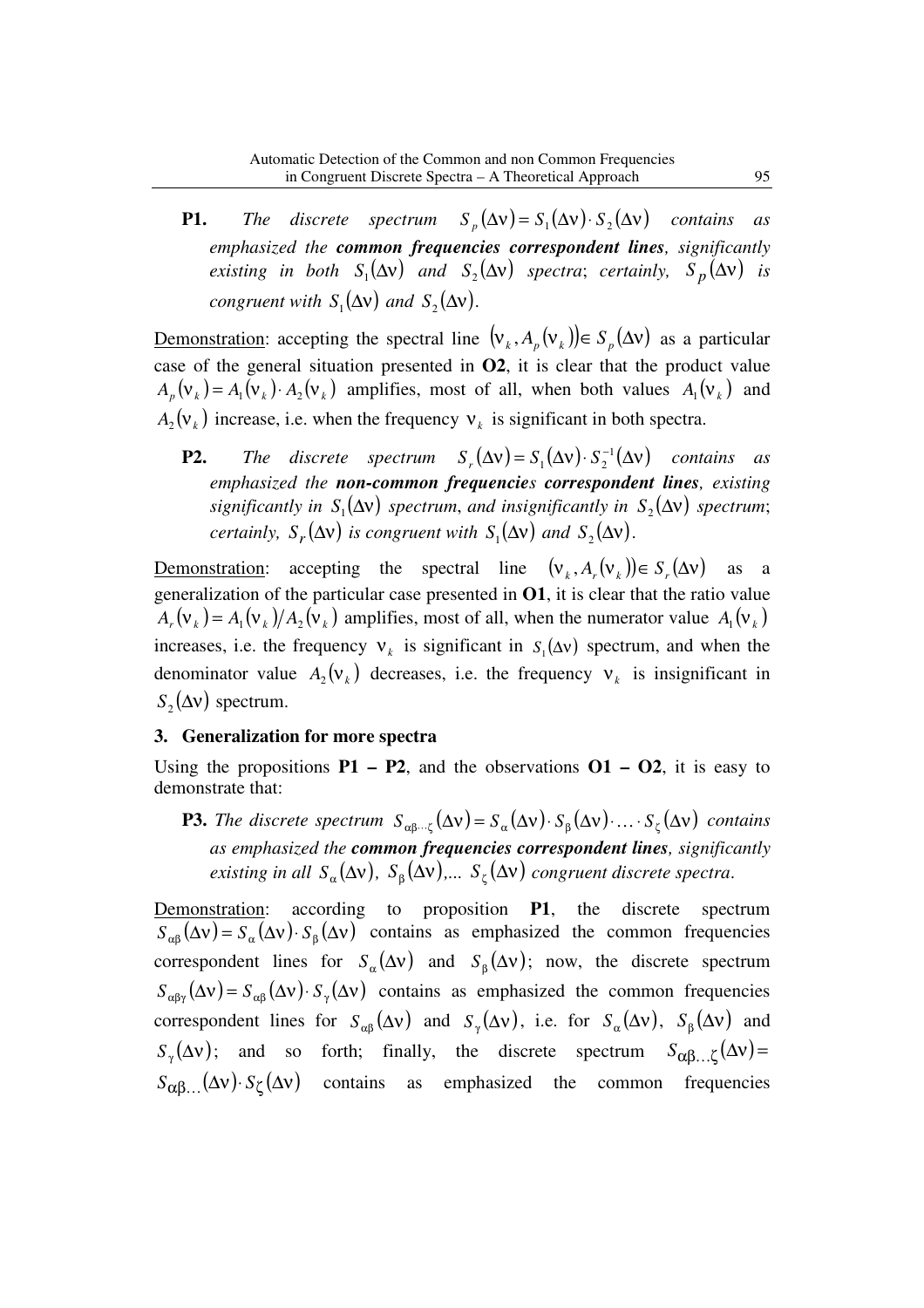**P1.** *The discrete spectrum $S_p(\Delta\nu) = S_1(\Delta\nu) \cdot S_2(\Delta\nu)$ contains as emphasized the* ***common frequencies correspondent lines****, significantly existing in both $S_1(\Delta\nu)$ and $S_2(\Delta\nu)$ spectra*; *certainly, $S_p(\Delta\nu)$ is congruent with $S_1(\Delta\nu)$ and $S_2(\Delta\nu)$.*

Demonstration: accepting the spectral line $(\nu_k, A_p(\nu_k)) \in S_p(\Delta\nu)$ as a particular case of the general situation presented in **O2**, it is clear that the product value $A_p(\nu_k) = A_1(\nu_k) \cdot A_2(\nu_k)$ amplifies, most of all, when both values $A_1(\nu_k)$ and $A_2(\nu_k)$ increase, i.e. when the frequency $\nu_k$ is significant in both spectra.

**P2.** *The discrete spectrum $S_r(\Delta\nu) = S_1(\Delta\nu) \cdot S_2^{-1}(\Delta\nu)$ contains as emphasized the* ***non-common frequencies correspondent lines****, existing significantly in $S_1(\Delta\nu)$ spectrum*, *and insignificantly in $S_2(\Delta\nu)$ spectrum*; *certainly, $S_r(\Delta\nu)$ is congruent with $S_1(\Delta\nu)$ and $S_2(\Delta\nu)$.*

Demonstration: accepting the spectral line $(\nu_k, A_r(\nu_k)) \in S_r(\Delta\nu)$ as a generalization of the particular case presented in **O1**, it is clear that the ratio value $A_r(\nu_k) = A_1(\nu_k)/A_2(\nu_k)$ amplifies, most of all, when the numerator value $A_1(\nu_k)$ increases, i.e. the frequency $\nu_k$ is significant in $S_1(\Delta\nu)$ spectrum, and when the denominator value $A_2(\nu_k)$ decreases, i.e. the frequency $\nu_k$ is insignificant in $S_2(\Delta\nu)$ spectrum.

## 3. Generalization for more spectra

Using the propositions **P1 – P2**, and the observations **O1 – O2**, it is easy to demonstrate that:

**P3.** *The discrete spectrum $S_{\alpha\beta\cdots\zeta}(\Delta\nu) = S_\alpha(\Delta\nu) \cdot S_\beta(\Delta\nu) \cdot \ldots \cdot S_\zeta(\Delta\nu)$ contains as emphasized the* ***common frequencies correspondent lines****, significantly existing in all $S_\alpha(\Delta\nu)$, $S_\beta(\Delta\nu)$,... $S_\zeta(\Delta\nu)$ congruent discrete spectra.*

Demonstration: according to proposition **P1**, the discrete spectrum $S_{\alpha\beta}(\Delta\nu) = S_\alpha(\Delta\nu) \cdot S_\beta(\Delta\nu)$ contains as emphasized the common frequencies correspondent lines for $S_\alpha(\Delta\nu)$ and $S_\beta(\Delta\nu)$; now, the discrete spectrum $S_{\alpha\beta\gamma}(\Delta\nu) = S_{\alpha\beta}(\Delta\nu) \cdot S_\gamma(\Delta\nu)$ contains as emphasized the common frequencies correspondent lines for $S_{\alpha\beta}(\Delta\nu)$ and $S_\gamma(\Delta\nu)$, i.e. for $S_\alpha(\Delta\nu)$, $S_\beta(\Delta\nu)$ and $S_\gamma(\Delta\nu)$; and so forth; finally, the discrete spectrum $S_{\alpha\beta\ldots\zeta}(\Delta\nu) = S_{\alpha\beta\ldots}(\Delta\nu) \cdot S_\zeta(\Delta\nu)$ contains as emphasized the common frequencies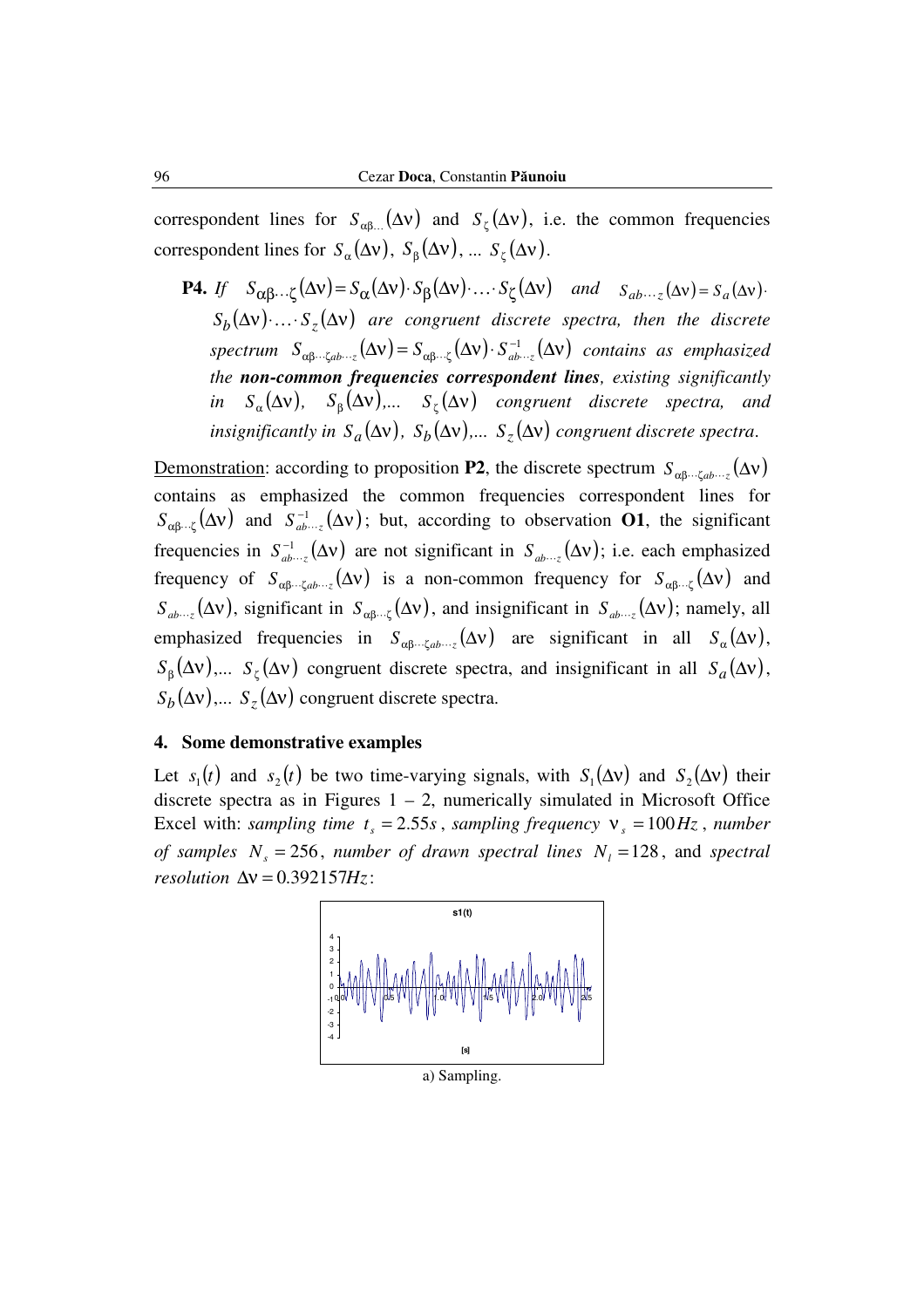correspondent lines for $S_{\alpha\beta\ldots}(\Delta\nu)$ and $S_{\zeta}(\Delta\nu)$, i.e. the common frequencies correspondent lines for $S_{\alpha}(\Delta\nu)$, $S_{\beta}(\Delta\nu)$, ... $S_{\zeta}(\Delta\nu)$.

**P4.** *If* $S_{\alpha\beta\cdots\zeta}(\Delta\nu)=S_{\alpha}(\Delta\nu)\cdot S_{\beta}(\Delta\nu)\cdot\ldots\cdot S_{\zeta}(\Delta\nu)$ *and* $S_{ab\cdots z}(\Delta\nu)=S_{a}(\Delta\nu)\cdot S_{b}(\Delta\nu)\cdot\ldots\cdot S_{z}(\Delta\nu)$ *are congruent discrete spectra, then the discrete spectrum* $S_{\alpha\beta\cdots\zeta ab\cdots z}(\Delta\nu)=S_{\alpha\beta\cdots\zeta}(\Delta\nu)\cdot S^{-1}_{ab\cdots z}(\Delta\nu)$ *contains as emphasized the* ***non-common frequencies correspondent lines****, existing significantly in* $S_{\alpha}(\Delta\nu)$, $S_{\beta}(\Delta\nu)$,... $S_{\zeta}(\Delta\nu)$ *congruent discrete spectra, and insignificantly in* $S_{a}(\Delta\nu)$, $S_{b}(\Delta\nu)$,... $S_{z}(\Delta\nu)$ *congruent discrete spectra.*

Demonstration: according to proposition **P2**, the discrete spectrum $S_{\alpha\beta\cdots\zeta ab\cdots z}(\Delta\nu)$ contains as emphasized the common frequencies correspondent lines for $S_{\alpha\beta\cdots\zeta}(\Delta\nu)$ and $S^{-1}_{ab\cdots z}(\Delta\nu)$; but, according to observation **O1**, the significant frequencies in $S^{-1}_{ab\cdots z}(\Delta\nu)$ are not significant in $S_{ab\cdots z}(\Delta\nu)$; i.e. each emphasized frequency of $S_{\alpha\beta\cdots\zeta ab\cdots z}(\Delta\nu)$ is a non-common frequency for $S_{\alpha\beta\cdots\zeta}(\Delta\nu)$ and $S_{ab\cdots z}(\Delta\nu)$, significant in $S_{\alpha\beta\cdots\zeta}(\Delta\nu)$, and insignificant in $S_{ab\cdots z}(\Delta\nu)$; namely, all emphasized frequencies in $S_{\alpha\beta\cdots\zeta ab\cdots z}(\Delta\nu)$ are significant in all $S_{\alpha}(\Delta\nu)$, $S_{\beta}(\Delta\nu)$,... $S_{\zeta}(\Delta\nu)$ congruent discrete spectra, and insignificant in all $S_{a}(\Delta\nu)$, $S_{b}(\Delta\nu)$,... $S_{z}(\Delta\nu)$ congruent discrete spectra.

## 4. Some demonstrative examples

Let $s_1(t)$ and $s_2(t)$ be two time-varying signals, with $S_1(\Delta\nu)$ and $S_2(\Delta\nu)$ their discrete spectra as in Figures 1 – 2, numerically simulated in Microsoft Office Excel with: *sampling time* $t_s = 2.55s$, *sampling frequency* $\nu_s = 100Hz$, *number of samples* $N_s = 256$, *number of drawn spectral lines* $N_l = 128$, and *spectral resolution* $\Delta\nu = 0.392157Hz$:

a) Sampling.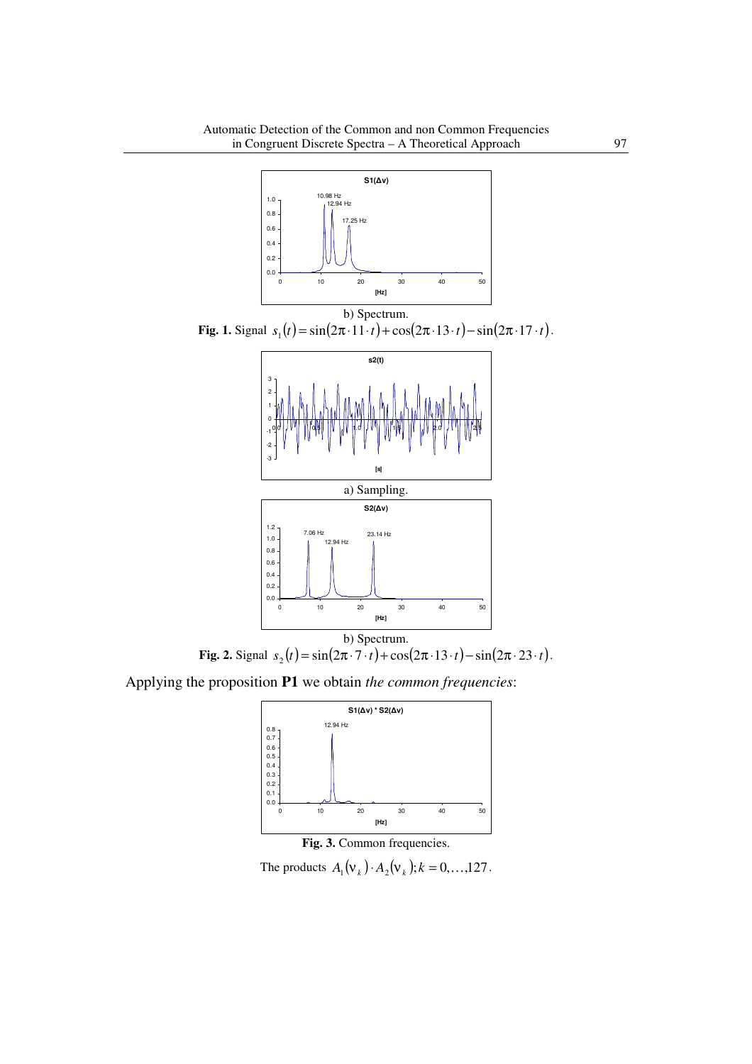b) Spectrum.

**Fig. 1.** Signal $s_1(t) = \sin(2\pi \cdot 11 \cdot t) + \cos(2\pi \cdot 13 \cdot t) - \sin(2\pi \cdot 17 \cdot t)$.

a) Sampling.

b) Spectrum.

**Fig. 2.** Signal $s_2(t) = \sin(2\pi \cdot 7 \cdot t) + \cos(2\pi \cdot 13 \cdot t) - \sin(2\pi \cdot 23 \cdot t)$.

Applying the proposition **P1** we obtain *the common frequencies*:

**Fig. 3.** Common frequencies.

The products $A_1(\nu_k) \cdot A_2(\nu_k); k = 0, \ldots, 127$.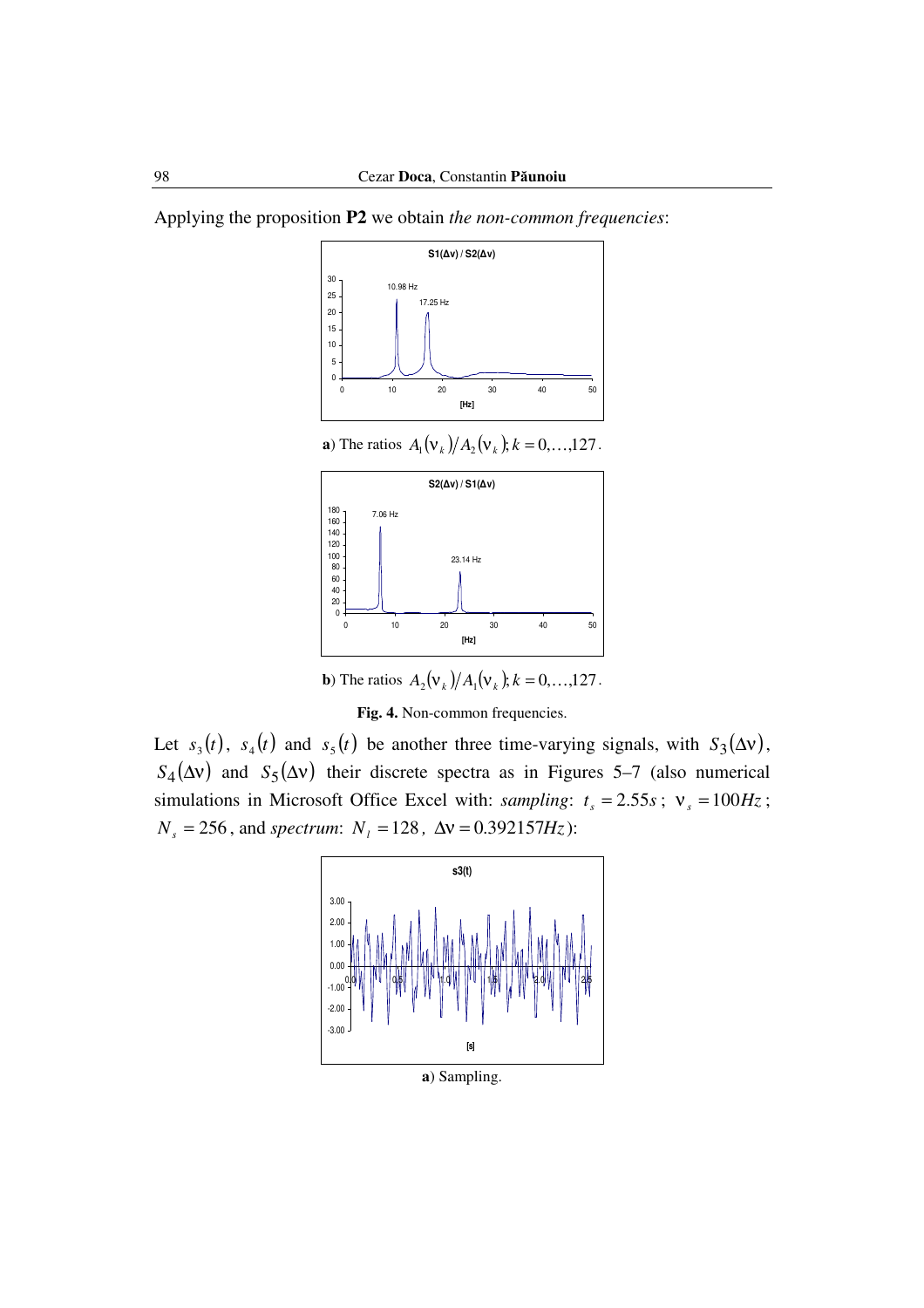Applying the proposition **P2** we obtain *the non-common frequencies*:

**a**) The ratios $A_1(\nu_k)/A_2(\nu_k); k = 0,\ldots,127$.

**b**) The ratios $A_2(\nu_k)/A_1(\nu_k); k = 0,\ldots,127$.

**Fig. 4.** Non-common frequencies.

Let $s_3(t)$, $s_4(t)$ and $s_5(t)$ be another three time-varying signals, with $S_3(\Delta\nu)$, $S_4(\Delta\nu)$ and $S_5(\Delta\nu)$ their discrete spectra as in Figures 5–7 (also numerical simulations in Microsoft Office Excel with: *sampling*: $t_s = 2.55s$; $\nu_s = 100Hz$; $N_s = 256$, and *spectrum*: $N_l = 128$, $\Delta\nu = 0.392157Hz$):

**a**) Sampling.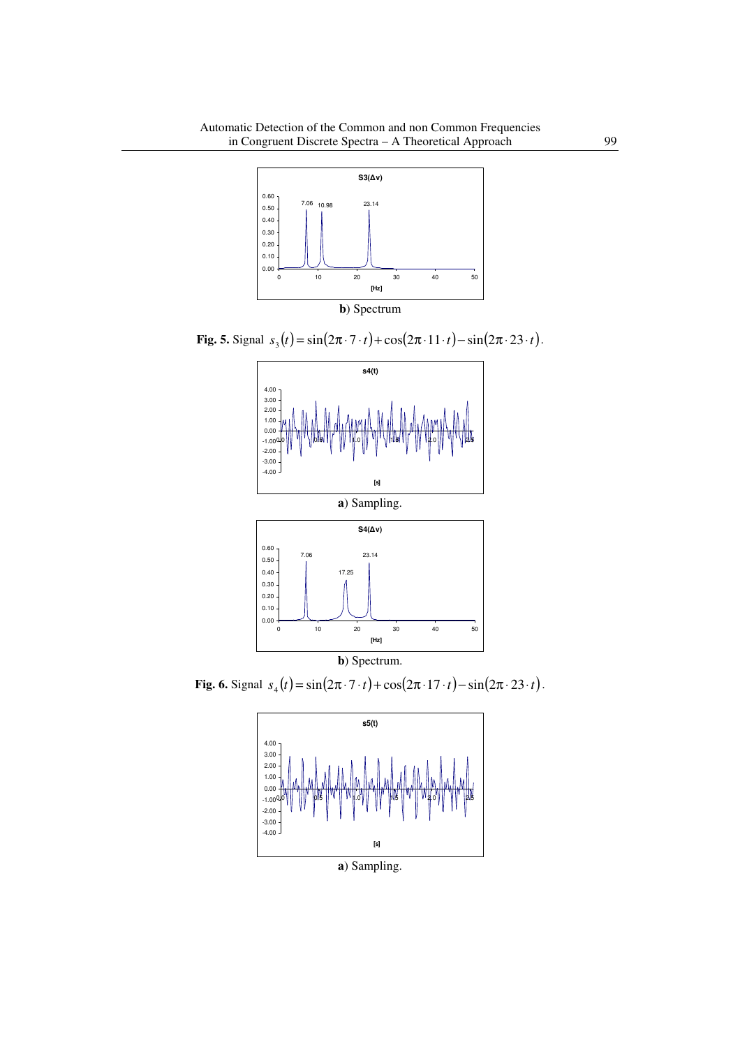**b**) Spectrum

**Fig. 5.** Signal $s_3(t) = \sin(2\pi \cdot 7 \cdot t) + \cos(2\pi \cdot 11 \cdot t) - \sin(2\pi \cdot 23 \cdot t)$.

**a**) Sampling.

**b**) Spectrum.

**Fig. 6.** Signal $s_4(t) = \sin(2\pi \cdot 7 \cdot t) + \cos(2\pi \cdot 17 \cdot t) - \sin(2\pi \cdot 23 \cdot t)$.

**a**) Sampling.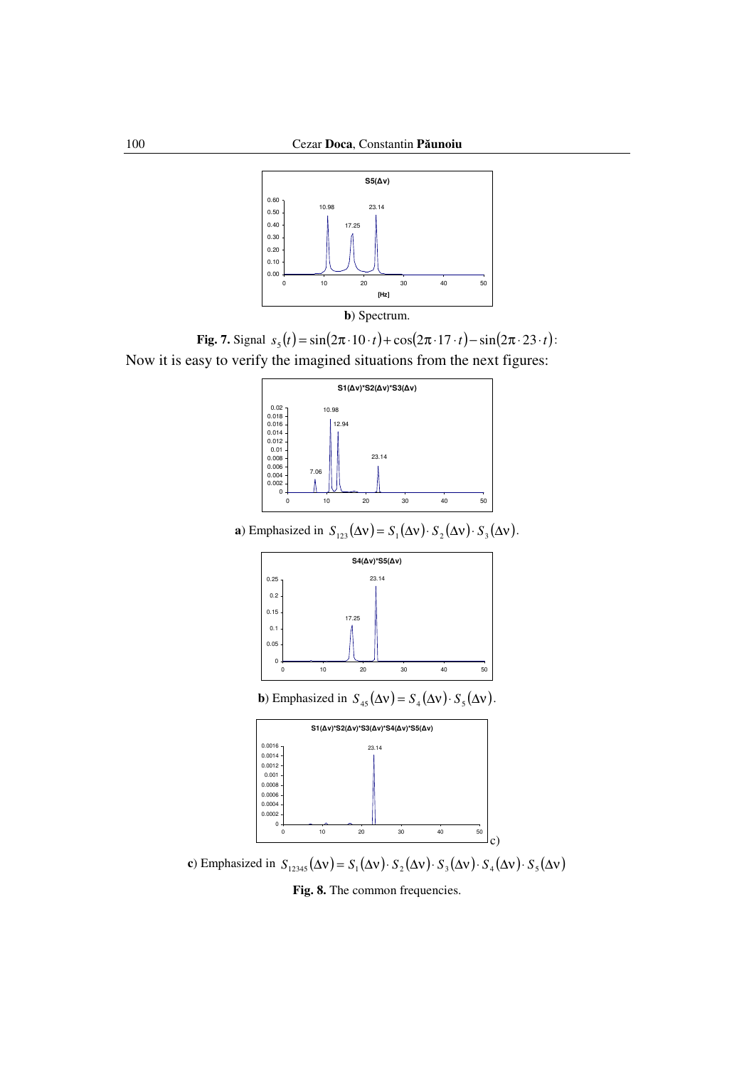**b**) Spectrum.

**Fig. 7.** Signal $s_5(t) = \sin(2\pi \cdot 10 \cdot t) + \cos(2\pi \cdot 17 \cdot t) - \sin(2\pi \cdot 23 \cdot t)$:

Now it is easy to verify the imagined situations from the next figures:

**a**) Emphasized in $S_{123}(\Delta\nu) = S_1(\Delta\nu) \cdot S_2(\Delta\nu) \cdot S_3(\Delta\nu)$.

**b**) Emphasized in $S_{45}(\Delta\nu) = S_4(\Delta\nu) \cdot S_5(\Delta\nu)$.

**c**) Emphasized in $S_{12345}(\Delta\nu) = S_1(\Delta\nu) \cdot S_2(\Delta\nu) \cdot S_3(\Delta\nu) \cdot S_4(\Delta\nu) \cdot S_5(\Delta\nu)$

**Fig. 8.** The common frequencies.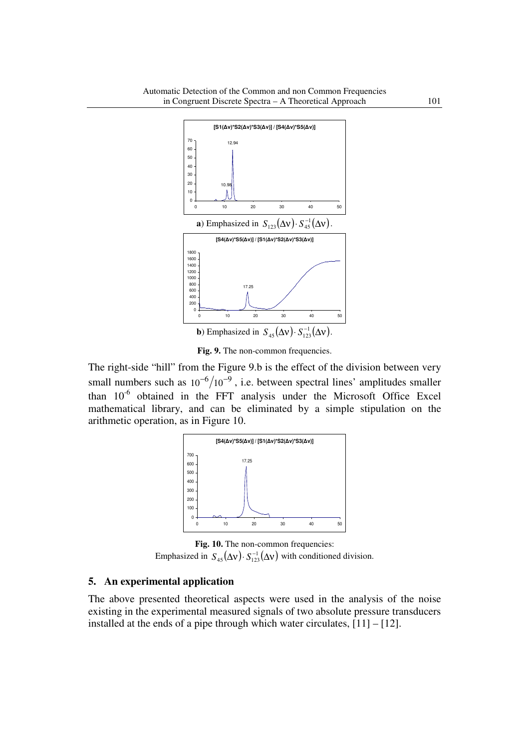**a**) Emphasized in $S_{123}(\Delta\nu) \cdot S_{45}^{-1}(\Delta\nu)$.

**b**) Emphasized in $S_{45}(\Delta\nu) \cdot S_{123}^{-1}(\Delta\nu)$.

**Fig. 9.** The non-common frequencies.

The right-side "hill" from the Figure 9.b is the effect of the division between very small numbers such as $10^{-6}/10^{-9}$, i.e. between spectral lines' amplitudes smaller than $10^{-6}$ obtained in the FFT analysis under the Microsoft Office Excel mathematical library, and can be eliminated by a simple stipulation on the arithmetic operation, as in Figure 10.

**Fig. 10.** The non-common frequencies: Emphasized in $S_{45}(\Delta\nu) \cdot S_{123}^{-1}(\Delta\nu)$ with conditioned division.

## 5. An experimental application

The above presented theoretical aspects were used in the analysis of the noise existing in the experimental measured signals of two absolute pressure transducers installed at the ends of a pipe through which water circulates, [11] – [12].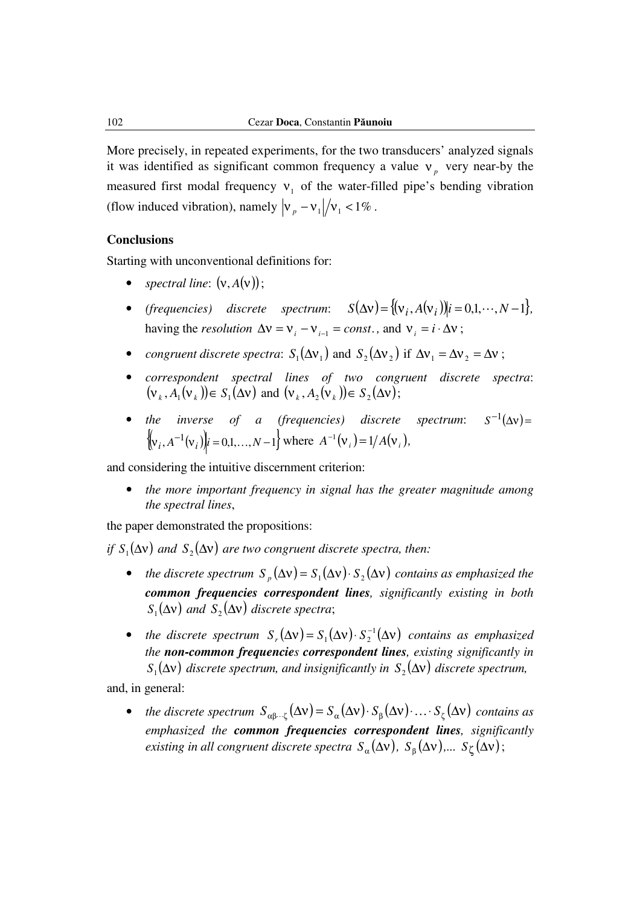More precisely, in repeated experiments, for the two transducers' analyzed signals it was identified as significant common frequency a value $\nu_p$ very near-by the measured first modal frequency $\nu_1$ of the water-filled pipe's bending vibration (flow induced vibration), namely $|\nu_p - \nu_1|/\nu_1 < 1\%$.

**Conclusions**

Starting with unconventional definitions for:

- *spectral line*: $(\nu, A(\nu))$;
- *(frequencies) discrete spectrum*: $S(\Delta\nu) = \{(\nu_i, A(\nu_i)) | i = 0,1,\cdots,N-1\}$, having the *resolution* $\Delta\nu = \nu_i - \nu_{i-1} = const.$, and $\nu_i = i \cdot \Delta\nu$;
- *congruent discrete spectra*: $S_1(\Delta\nu_1)$ and $S_2(\Delta\nu_2)$ if $\Delta\nu_1 = \Delta\nu_2 = \Delta\nu$;
- *correspondent spectral lines of two congruent discrete spectra*: $(\nu_k, A_1(\nu_k)) \in S_1(\Delta\nu)$ and $(\nu_k, A_2(\nu_k)) \in S_2(\Delta\nu)$;
- *the inverse of a (frequencies) discrete spectrum*: $S^{-1}(\Delta\nu) = \{(\nu_i, A^{-1}(\nu_i)) | i = 0,1,\ldots,N-1\}$ where $A^{-1}(\nu_i) = 1/A(\nu_i)$,

and considering the intuitive discernment criterion:

- *the more important frequency in signal has the greater magnitude among the spectral lines*,

the paper demonstrated the propositions:

*if* $S_1(\Delta\nu)$ *and* $S_2(\Delta\nu)$ *are two congruent discrete spectra, then:*

- *the discrete spectrum* $S_p(\Delta\nu) = S_1(\Delta\nu) \cdot S_2(\Delta\nu)$ *contains as emphasized the* ***common frequencies correspondent lines****, significantly existing in both* $S_1(\Delta\nu)$ *and* $S_2(\Delta\nu)$ *discrete spectra*;
- *the discrete spectrum* $S_r(\Delta\nu) = S_1(\Delta\nu) \cdot S_2^{-1}(\Delta\nu)$ *contains as emphasized the* ***non-common frequencies correspondent lines****, existing significantly in* $S_1(\Delta\nu)$ *discrete spectrum, and insignificantly in* $S_2(\Delta\nu)$ *discrete spectrum,*

and, in general:

- *the discrete spectrum* $S_{\alpha\beta\cdots\zeta}(\Delta\nu) = S_\alpha(\Delta\nu) \cdot S_\beta(\Delta\nu) \cdot \ldots \cdot S_\zeta(\Delta\nu)$ *contains as emphasized the* ***common frequencies correspondent lines****, significantly existing in all congruent discrete spectra* $S_\alpha(\Delta\nu)$, $S_\beta(\Delta\nu)$,... $S_\zeta(\Delta\nu)$;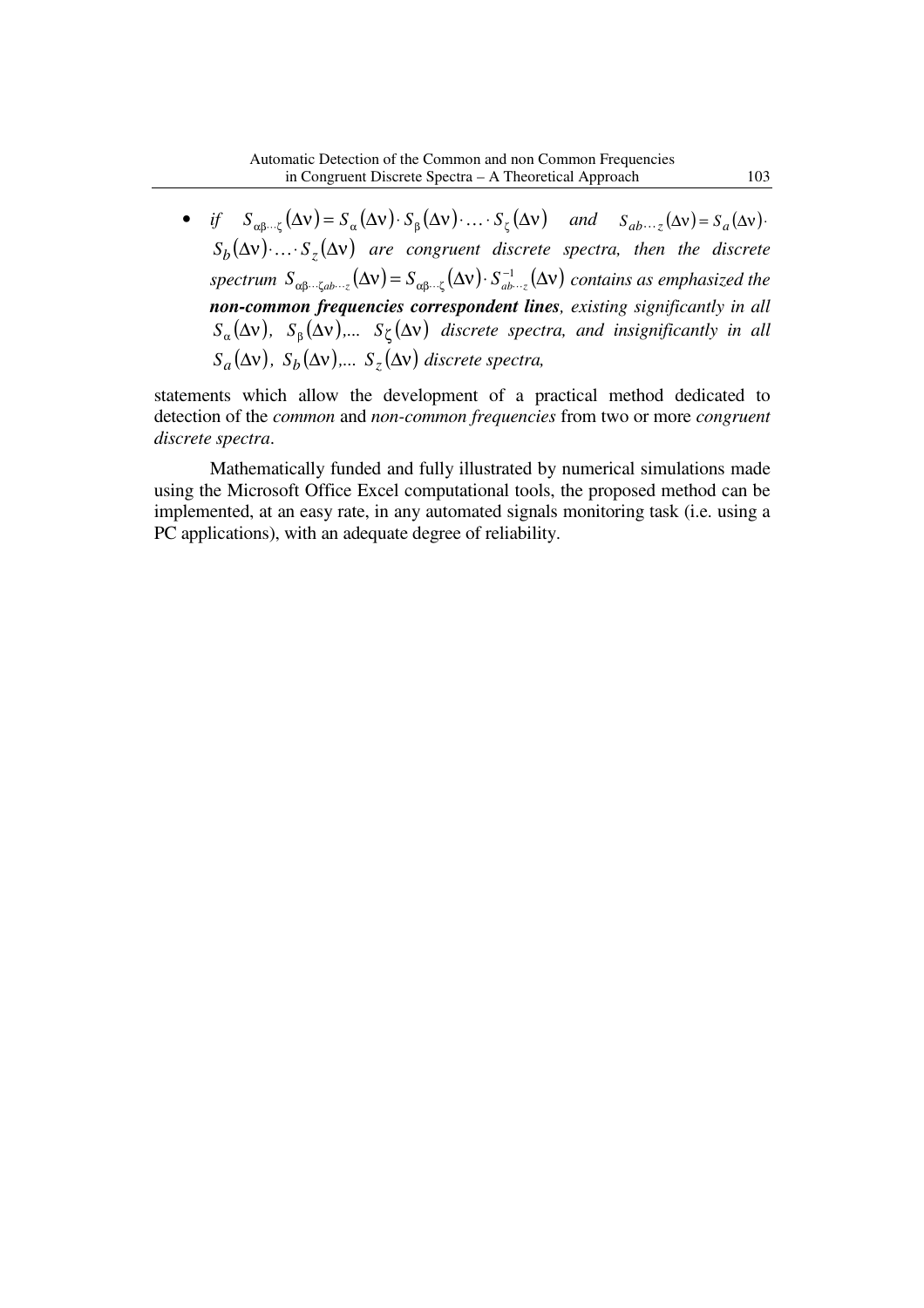- *if* $S_{\alpha\beta\cdots\zeta}(\Delta\nu) = S_{\alpha}(\Delta\nu) \cdot S_{\beta}(\Delta\nu) \cdot \ldots \cdot S_{\zeta}(\Delta\nu)$ *and* $S_{ab\cdots z}(\Delta\nu) = S_a(\Delta\nu) \cdot S_b(\Delta\nu) \cdot \ldots \cdot S_z(\Delta\nu)$ *are congruent discrete spectra, then the discrete spectrum* $S_{\alpha\beta\cdots\zeta ab\cdots z}(\Delta\nu) = S_{\alpha\beta\cdots\zeta}(\Delta\nu) \cdot S_{ab\cdots z}^{-1}(\Delta\nu)$ *contains as emphasized the* ***non-common frequencies correspondent lines****, existing significantly in all* $S_{\alpha}(\Delta\nu)$*,* $S_{\beta}(\Delta\nu)$*,...* $S_{\zeta}(\Delta\nu)$ *discrete spectra, and insignificantly in all* $S_a(\Delta\nu)$*,* $S_b(\Delta\nu)$*,...* $S_z(\Delta\nu)$ *discrete spectra,*

statements which allow the development of a practical method dedicated to detection of the *common* and *non-common frequencies* from two or more *congruent discrete spectra*.

Mathematically funded and fully illustrated by numerical simulations made using the Microsoft Office Excel computational tools, the proposed method can be implemented, at an easy rate, in any automated signals monitoring task (i.e. using a PC applications), with an adequate degree of reliability.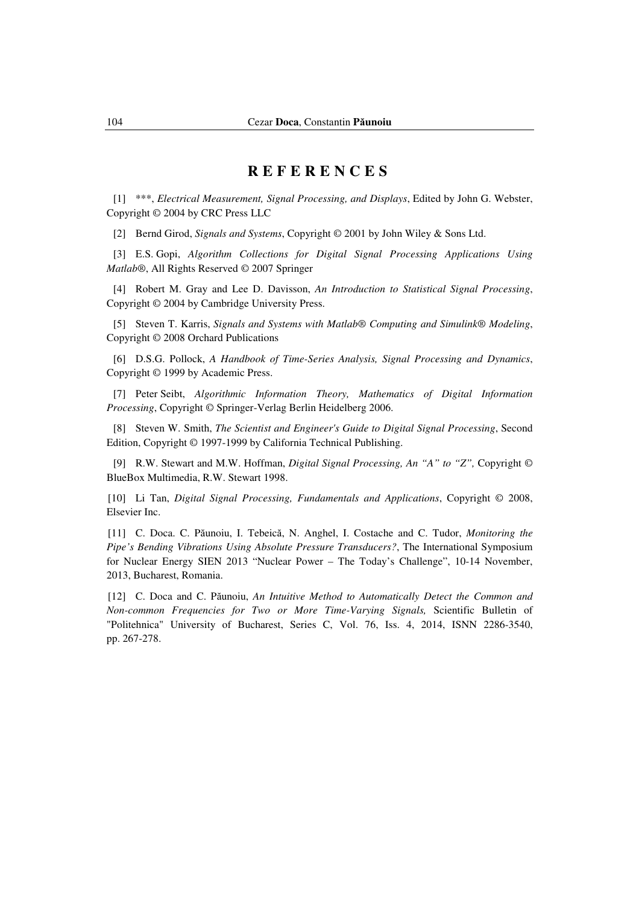## R E F E R E N C E S

[1] ***, *Electrical Measurement, Signal Processing, and Displays*, Edited by John G. Webster, Copyright © 2004 by CRC Press LLC

[2] Bernd Girod, *Signals and Systems*, Copyright © 2001 by John Wiley & Sons Ltd.

[3] E.S. Gopi, *Algorithm Collections for Digital Signal Processing Applications Using Matlab®*, All Rights Reserved © 2007 Springer

[4] Robert M. Gray and Lee D. Davisson, *An Introduction to Statistical Signal Processing*, Copyright © 2004 by Cambridge University Press.

[5] Steven T. Karris, *Signals and Systems with Matlab® Computing and Simulink® Modeling*, Copyright © 2008 Orchard Publications

[6] D.S.G. Pollock, *A Handbook of Time-Series Analysis, Signal Processing and Dynamics*, Copyright © 1999 by Academic Press.

[7] Peter Seibt, *Algorithmic Information Theory, Mathematics of Digital Information Processing*, Copyright © Springer-Verlag Berlin Heidelberg 2006.

[8] Steven W. Smith, *The Scientist and Engineer's Guide to Digital Signal Processing*, Second Edition, Copyright © 1997-1999 by California Technical Publishing.

[9] R.W. Stewart and M.W. Hoffman, *Digital Signal Processing, An "A" to "Z",* Copyright © BlueBox Multimedia, R.W. Stewart 1998.

[10] Li Tan, *Digital Signal Processing, Fundamentals and Applications*, Copyright © 2008, Elsevier Inc.

[11] C. Doca. C. Păunoiu, I. Tebeică, N. Anghel, I. Costache and C. Tudor, *Monitoring the Pipe's Bending Vibrations Using Absolute Pressure Transducers?*, The International Symposium for Nuclear Energy SIEN 2013 "Nuclear Power – The Today's Challenge", 10-14 November, 2013, Bucharest, Romania.

[12] C. Doca and C. Păunoiu, *An Intuitive Method to Automatically Detect the Common and Non-common Frequencies for Two or More Time-Varying Signals,* Scientific Bulletin of "Politehnica" University of Bucharest, Series C, Vol. 76, Iss. 4, 2014, ISNN 2286-3540, pp. 267-278.